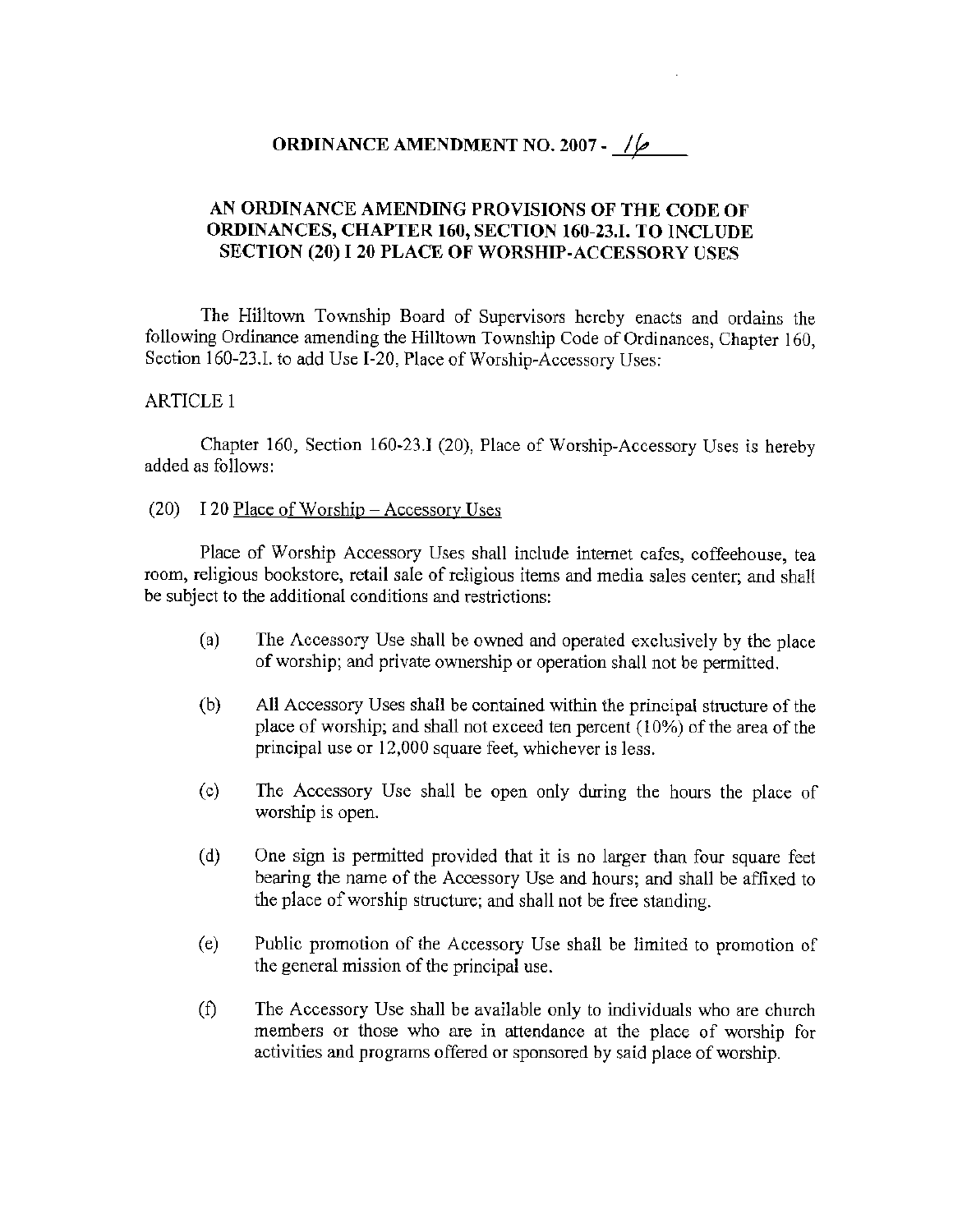# ORDINANCE AMENDMENT NO. 2007 - 16

## AN ORDINANCE AMENDING PROVISIONS OF THE CODE OF ORDINANCES, CHAPTER 160, SECTION 160-23.I. TO INCLUDE SECTION (20) I 20 PLACE OF WORSHIP-ACCESSORY USES

The Hilltown Township Board of Supervisors hereby enacts and ordains the following Ordinance amending the Hilltown Township Code of Ordinances, Chapter 160, Section 160-23.I. to add Use I-20, Place of Worship-Accessory Uses:

ARTICLE 1

Chapter 160, Section 160-23.I (20), Place of Worship-Accessory Uses is hereby added as follows:

(20) I 20 <u>Place of Worship – Accessory Uses</u>

Place of Worship Accessory Uses shall include internet cafes, coffeehouse, tea room, religious bookstore, retail sale of religious items and media sales center; and shall be subject to the additional conditions and restrictions:

(a) The Accessory Use shall be owned and operated exclusively by the place of worship; and private ownership or operation shall not be permitted.

(b) All Accessory Uses shall be contained within the principal structure of the place of worship; and shall not exceed ten percent (10%) of the area of the principal use or 12,000 square feet, whichever is less.

(c) The Accessory Use shall be open only during the hours the place of worship is open.

(d) One sign is permitted provided that it is no larger than four square feet bearing the name of the Accessory Use and hours; and shall be affixed to the place of worship structure; and shall not be free standing.

(e) Public promotion of the Accessory Use shall be limited to promotion of the general mission of the principal use.

(f) The Accessory Use shall be available only to individuals who are church members or those who are in attendance at the place of worship for activities and programs offered or sponsored by said place of worship.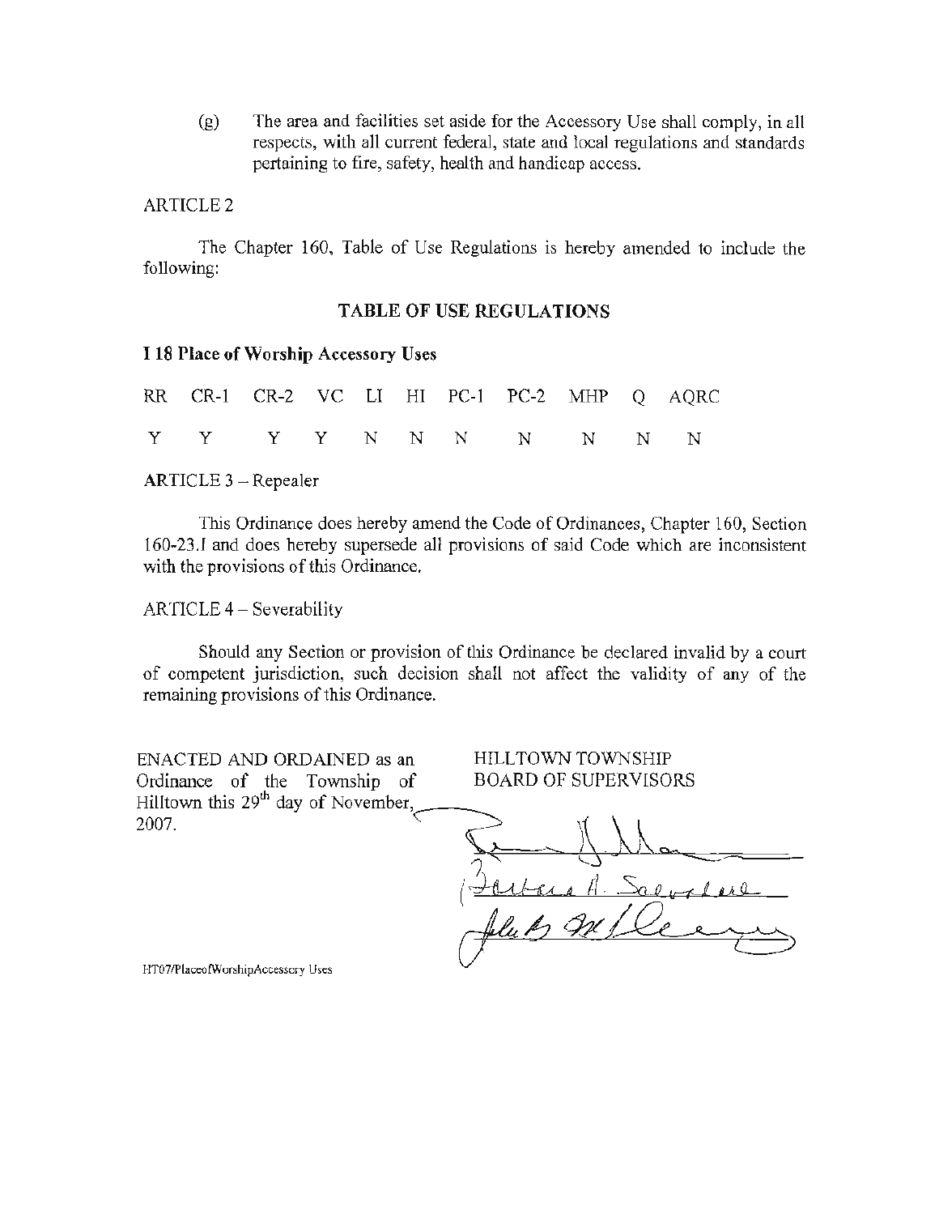(g) The area and facilities set aside for the Accessory Use shall comply, in all respects, with all current federal, state and local regulations and standards pertaining to fire, safety, health and handicap access.

ARTICLE 2

The Chapter 160, Table of Use Regulations is hereby amended to include the following:

**TABLE OF USE REGULATIONS**

**I 18 Place of Worship Accessory Uses**

| RR | CR-1 | CR-2 | VC | LI | HI | PC-1 | PC-2 | MHP | Q | AQRC |
|---|---|---|---|---|---|---|---|---|---|---|
| Y | Y | Y | Y | N | N | N | N | N | N | N |

ARTICLE 3 – Repealer

This Ordinance does hereby amend the Code of Ordinances, Chapter 160, Section 160-23.I and does hereby supersede all provisions of said Code which are inconsistent with the provisions of this Ordinance.

ARTICLE 4 – Severability

Should any Section or provision of this Ordinance be declared invalid by a court of competent jurisdiction, such decision shall not affect the validity of any of the remaining provisions of this Ordinance.

ENACTED AND ORDAINED as an Ordinance of the Township of Hilltown this 29th day of November, 2007.

HILLTOWN TOWNSHIP
BOARD OF SUPERVISORS

HT07/PlaceofWorshipAccessory Uses